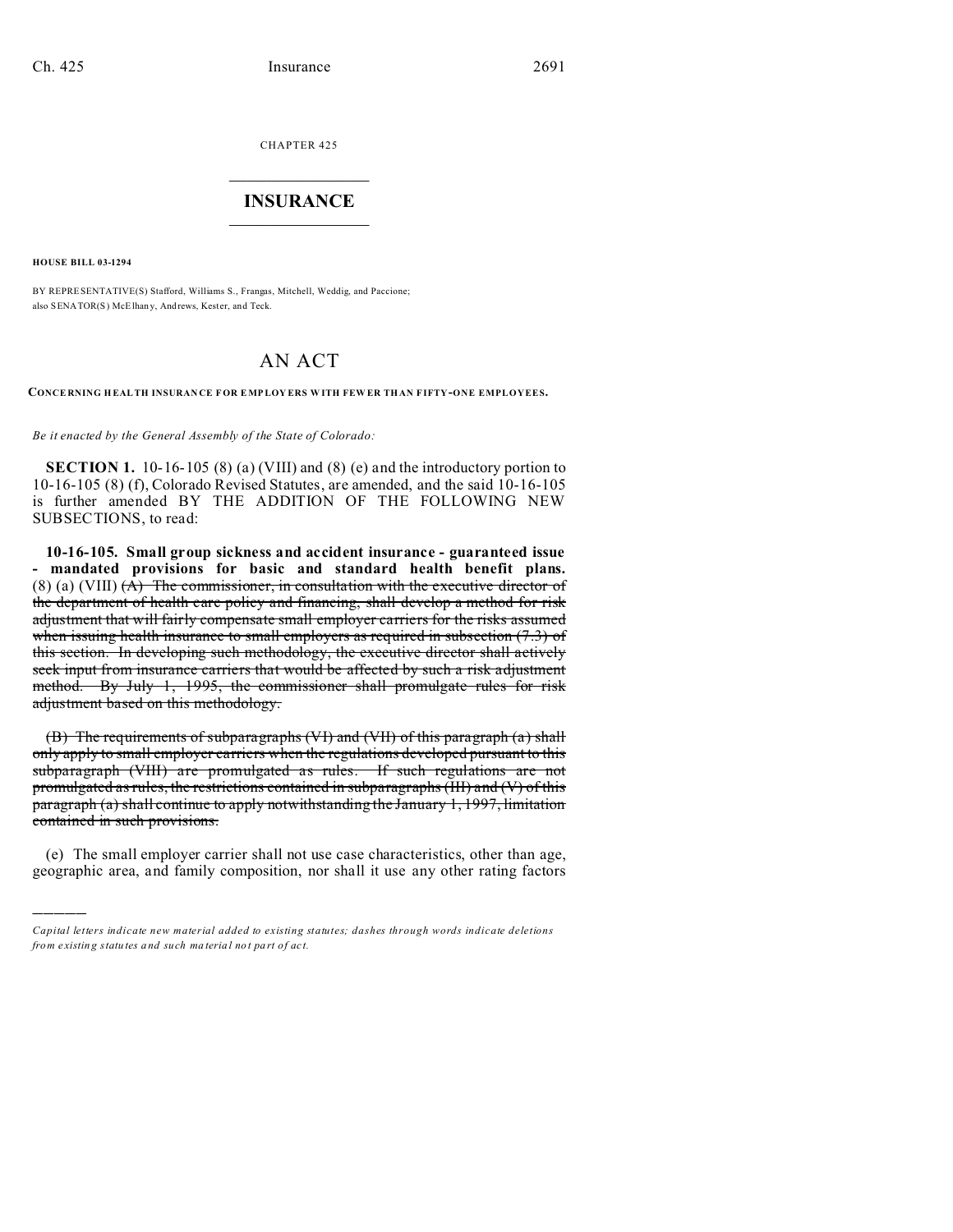CHAPTER 425

# INSURANCE

**HOUSE BILL 03-1294**

BY REPRESENTATIVE(S) Stafford, Williams S., Frangas, Mitchell, Weddig, and Paccione;
also SENATOR(S) McElhany, Andrews, Kester, and Teck.

# AN ACT

**CONCERNING HEALTH INSURANCE FOR EMPLOYERS WITH FEWER THAN FIFTY-ONE EMPLOYEES.**

*Be it enacted by the General Assembly of the State of Colorado:*

**SECTION 1.** 10-16-105 (8) (a) (VIII) and (8) (e) and the introductory portion to 10-16-105 (8) (f), Colorado Revised Statutes, are amended, and the said 10-16-105 is further amended BY THE ADDITION OF THE FOLLOWING NEW SUBSECTIONS, to read:

**10-16-105. Small group sickness and accident insurance - guaranteed issue - mandated provisions for basic and standard health benefit plans.** (8) (a) (VIII) ~~(A) The commissioner, in consultation with the executive director of the department of health care policy and financing, shall develop a method for risk adjustment that will fairly compensate small employer carriers for the risks assumed when issuing health insurance to small employers as required in subsection (7.3) of this section. In developing such methodology, the executive director shall actively seek input from insurance carriers that would be affected by such a risk adjustment method. By July 1, 1995, the commissioner shall promulgate rules for risk adjustment based on this methodology.~~

~~(B) The requirements of subparagraphs (VI) and (VII) of this paragraph (a) shall only apply to small employer carriers when the regulations developed pursuant to this subparagraph (VIII) are promulgated as rules. If such regulations are not promulgated as rules, the restrictions contained in subparagraphs (III) and (V) of this paragraph (a) shall continue to apply notwithstanding the January 1, 1997, limitation contained in such provisions.~~

(e) The small employer carrier shall not use case characteristics, other than age, geographic area, and family composition, nor shall it use any other rating factors

---

*Capital letters indicate new material added to existing statutes; dashes through words indicate deletions from existing statutes and such material not part of act.*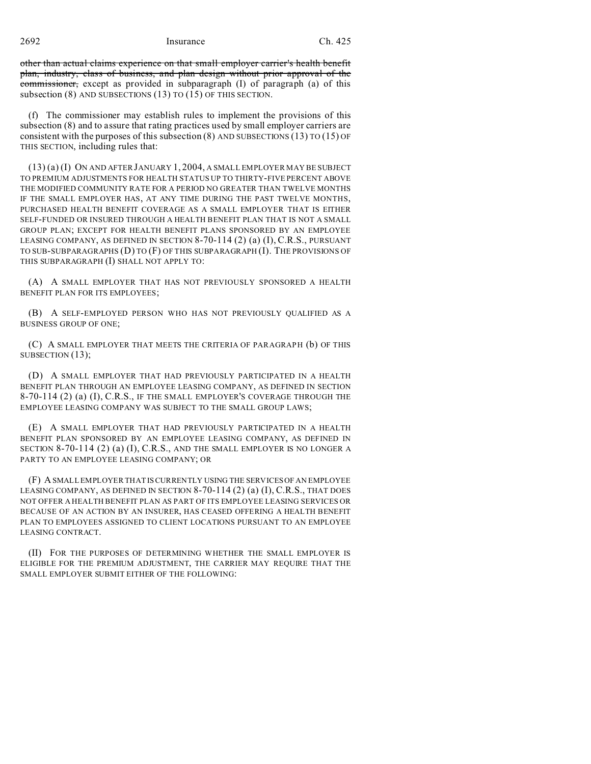other than actual claims experience on that small employer carrier's health benefit plan, industry, class of business, and plan design without prior approval of the commissioner, except as provided in subparagraph (I) of paragraph (a) of this subsection (8) AND SUBSECTIONS (13) TO (15) OF THIS SECTION.

(f) The commissioner may establish rules to implement the provisions of this subsection (8) and to assure that rating practices used by small employer carriers are consistent with the purposes of this subsection (8) AND SUBSECTIONS (13) TO (15) OF THIS SECTION, including rules that:

(13) (a) (I) ON AND AFTER JANUARY 1, 2004, A SMALL EMPLOYER MAY BE SUBJECT TO PREMIUM ADJUSTMENTS FOR HEALTH STATUS UP TO THIRTY-FIVE PERCENT ABOVE THE MODIFIED COMMUNITY RATE FOR A PERIOD NO GREATER THAN TWELVE MONTHS IF THE SMALL EMPLOYER HAS, AT ANY TIME DURING THE PAST TWELVE MONTHS, PURCHASED HEALTH BENEFIT COVERAGE AS A SMALL EMPLOYER THAT IS EITHER SELF-FUNDED OR INSURED THROUGH A HEALTH BENEFIT PLAN THAT IS NOT A SMALL GROUP PLAN; EXCEPT FOR HEALTH BENEFIT PLANS SPONSORED BY AN EMPLOYEE LEASING COMPANY, AS DEFINED IN SECTION 8-70-114 (2) (a) (I), C.R.S., PURSUANT TO SUB-SUBPARAGRAPHS (D) TO (F) OF THIS SUBPARAGRAPH (I). THE PROVISIONS OF THIS SUBPARAGRAPH (I) SHALL NOT APPLY TO:

(A) A SMALL EMPLOYER THAT HAS NOT PREVIOUSLY SPONSORED A HEALTH BENEFIT PLAN FOR ITS EMPLOYEES;

(B) A SELF-EMPLOYED PERSON WHO HAS NOT PREVIOUSLY QUALIFIED AS A BUSINESS GROUP OF ONE;

(C) A SMALL EMPLOYER THAT MEETS THE CRITERIA OF PARAGRAPH (b) OF THIS SUBSECTION (13);

(D) A SMALL EMPLOYER THAT HAD PREVIOUSLY PARTICIPATED IN A HEALTH BENEFIT PLAN THROUGH AN EMPLOYEE LEASING COMPANY, AS DEFINED IN SECTION 8-70-114 (2) (a) (I), C.R.S., IF THE SMALL EMPLOYER'S COVERAGE THROUGH THE EMPLOYEE LEASING COMPANY WAS SUBJECT TO THE SMALL GROUP LAWS;

(E) A SMALL EMPLOYER THAT HAD PREVIOUSLY PARTICIPATED IN A HEALTH BENEFIT PLAN SPONSORED BY AN EMPLOYEE LEASING COMPANY, AS DEFINED IN SECTION 8-70-114 (2) (a) (I), C.R.S., AND THE SMALL EMPLOYER IS NO LONGER A PARTY TO AN EMPLOYEE LEASING COMPANY; OR

(F) A SMALL EMPLOYER THAT IS CURRENTLY USING THE SERVICES OF AN EMPLOYEE LEASING COMPANY, AS DEFINED IN SECTION 8-70-114 (2) (a) (I), C.R.S., THAT DOES NOT OFFER A HEALTH BENEFIT PLAN AS PART OF ITS EMPLOYEE LEASING SERVICES OR BECAUSE OF AN ACTION BY AN INSURER, HAS CEASED OFFERING A HEALTH BENEFIT PLAN TO EMPLOYEES ASSIGNED TO CLIENT LOCATIONS PURSUANT TO AN EMPLOYEE LEASING CONTRACT.

(II) FOR THE PURPOSES OF DETERMINING WHETHER THE SMALL EMPLOYER IS ELIGIBLE FOR THE PREMIUM ADJUSTMENT, THE CARRIER MAY REQUIRE THAT THE SMALL EMPLOYER SUBMIT EITHER OF THE FOLLOWING: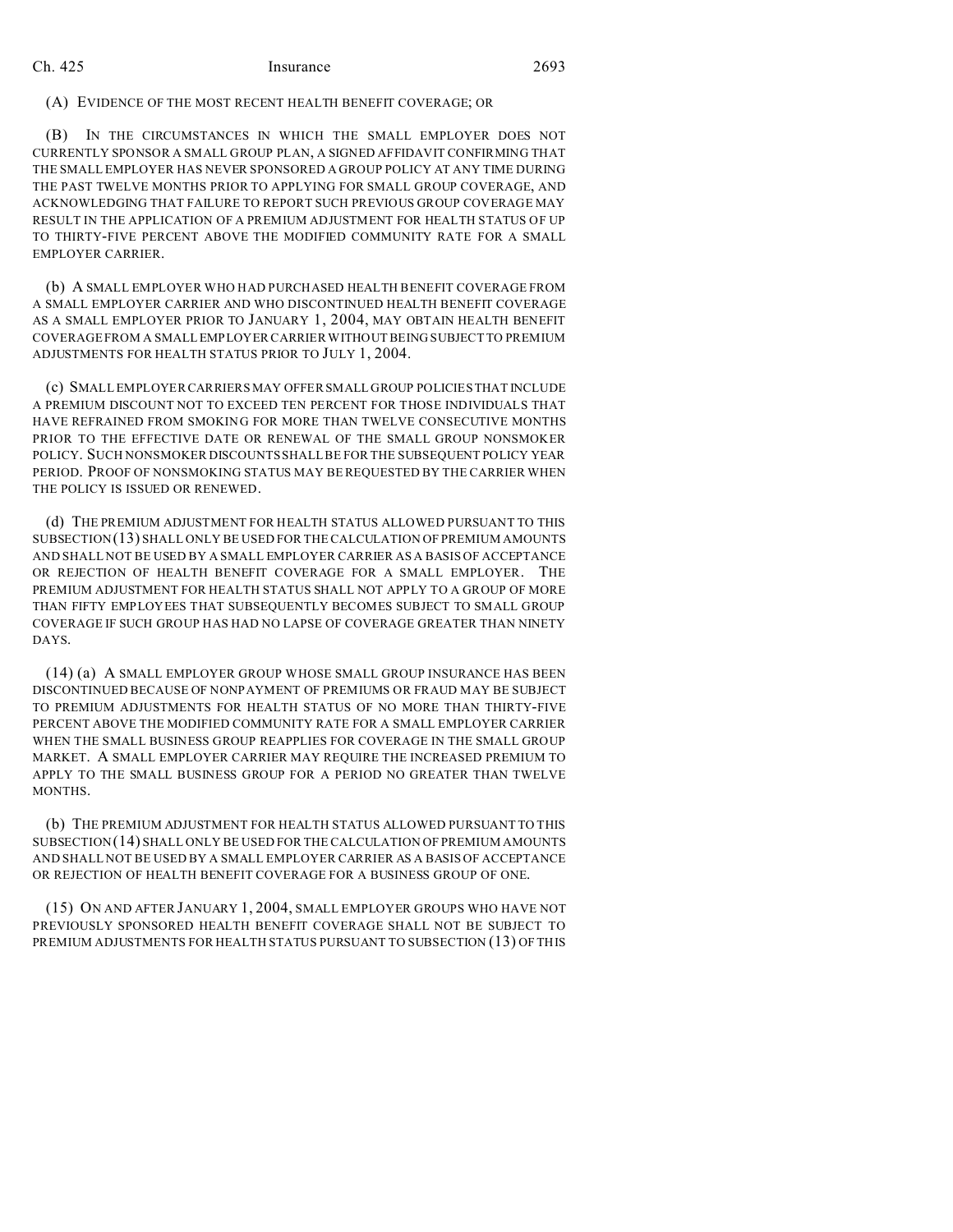(A) EVIDENCE OF THE MOST RECENT HEALTH BENEFIT COVERAGE; OR

(B) IN THE CIRCUMSTANCES IN WHICH THE SMALL EMPLOYER DOES NOT CURRENTLY SPONSOR A SMALL GROUP PLAN, A SIGNED AFFIDAVIT CONFIRMING THAT THE SMALL EMPLOYER HAS NEVER SPONSORED A GROUP POLICY AT ANY TIME DURING THE PAST TWELVE MONTHS PRIOR TO APPLYING FOR SMALL GROUP COVERAGE, AND ACKNOWLEDGING THAT FAILURE TO REPORT SUCH PREVIOUS GROUP COVERAGE MAY RESULT IN THE APPLICATION OF A PREMIUM ADJUSTMENT FOR HEALTH STATUS OF UP TO THIRTY-FIVE PERCENT ABOVE THE MODIFIED COMMUNITY RATE FOR A SMALL EMPLOYER CARRIER.

(b) A SMALL EMPLOYER WHO HAD PURCHASED HEALTH BENEFIT COVERAGE FROM A SMALL EMPLOYER CARRIER AND WHO DISCONTINUED HEALTH BENEFIT COVERAGE AS A SMALL EMPLOYER PRIOR TO JANUARY 1, 2004, MAY OBTAIN HEALTH BENEFIT COVERAGE FROM A SMALL EMPLOYER CARRIER WITHOUT BEING SUBJECT TO PREMIUM ADJUSTMENTS FOR HEALTH STATUS PRIOR TO JULY 1, 2004.

(c) SMALL EMPLOYER CARRIERS MAY OFFER SMALL GROUP POLICIES THAT INCLUDE A PREMIUM DISCOUNT NOT TO EXCEED TEN PERCENT FOR THOSE INDIVIDUALS THAT HAVE REFRAINED FROM SMOKING FOR MORE THAN TWELVE CONSECUTIVE MONTHS PRIOR TO THE EFFECTIVE DATE OR RENEWAL OF THE SMALL GROUP NONSMOKER POLICY. SUCH NONSMOKER DISCOUNTS SHALL BE FOR THE SUBSEQUENT POLICY YEAR PERIOD. PROOF OF NONSMOKING STATUS MAY BE REQUESTED BY THE CARRIER WHEN THE POLICY IS ISSUED OR RENEWED.

(d) THE PREMIUM ADJUSTMENT FOR HEALTH STATUS ALLOWED PURSUANT TO THIS SUBSECTION (13) SHALL ONLY BE USED FOR THE CALCULATION OF PREMIUM AMOUNTS AND SHALL NOT BE USED BY A SMALL EMPLOYER CARRIER AS A BASIS OF ACCEPTANCE OR REJECTION OF HEALTH BENEFIT COVERAGE FOR A SMALL EMPLOYER. THE PREMIUM ADJUSTMENT FOR HEALTH STATUS SHALL NOT APPLY TO A GROUP OF MORE THAN FIFTY EMPLOYEES THAT SUBSEQUENTLY BECOMES SUBJECT TO SMALL GROUP COVERAGE IF SUCH GROUP HAS HAD NO LAPSE OF COVERAGE GREATER THAN NINETY DAYS.

(14) (a) A SMALL EMPLOYER GROUP WHOSE SMALL GROUP INSURANCE HAS BEEN DISCONTINUED BECAUSE OF NONPAYMENT OF PREMIUMS OR FRAUD MAY BE SUBJECT TO PREMIUM ADJUSTMENTS FOR HEALTH STATUS OF NO MORE THAN THIRTY-FIVE PERCENT ABOVE THE MODIFIED COMMUNITY RATE FOR A SMALL EMPLOYER CARRIER WHEN THE SMALL BUSINESS GROUP REAPPLIES FOR COVERAGE IN THE SMALL GROUP MARKET. A SMALL EMPLOYER CARRIER MAY REQUIRE THE INCREASED PREMIUM TO APPLY TO THE SMALL BUSINESS GROUP FOR A PERIOD NO GREATER THAN TWELVE MONTHS.

(b) THE PREMIUM ADJUSTMENT FOR HEALTH STATUS ALLOWED PURSUANT TO THIS SUBSECTION (14) SHALL ONLY BE USED FOR THE CALCULATION OF PREMIUM AMOUNTS AND SHALL NOT BE USED BY A SMALL EMPLOYER CARRIER AS A BASIS OF ACCEPTANCE OR REJECTION OF HEALTH BENEFIT COVERAGE FOR A BUSINESS GROUP OF ONE.

(15) ON AND AFTER JANUARY 1, 2004, SMALL EMPLOYER GROUPS WHO HAVE NOT PREVIOUSLY SPONSORED HEALTH BENEFIT COVERAGE SHALL NOT BE SUBJECT TO PREMIUM ADJUSTMENTS FOR HEALTH STATUS PURSUANT TO SUBSECTION (13) OF THIS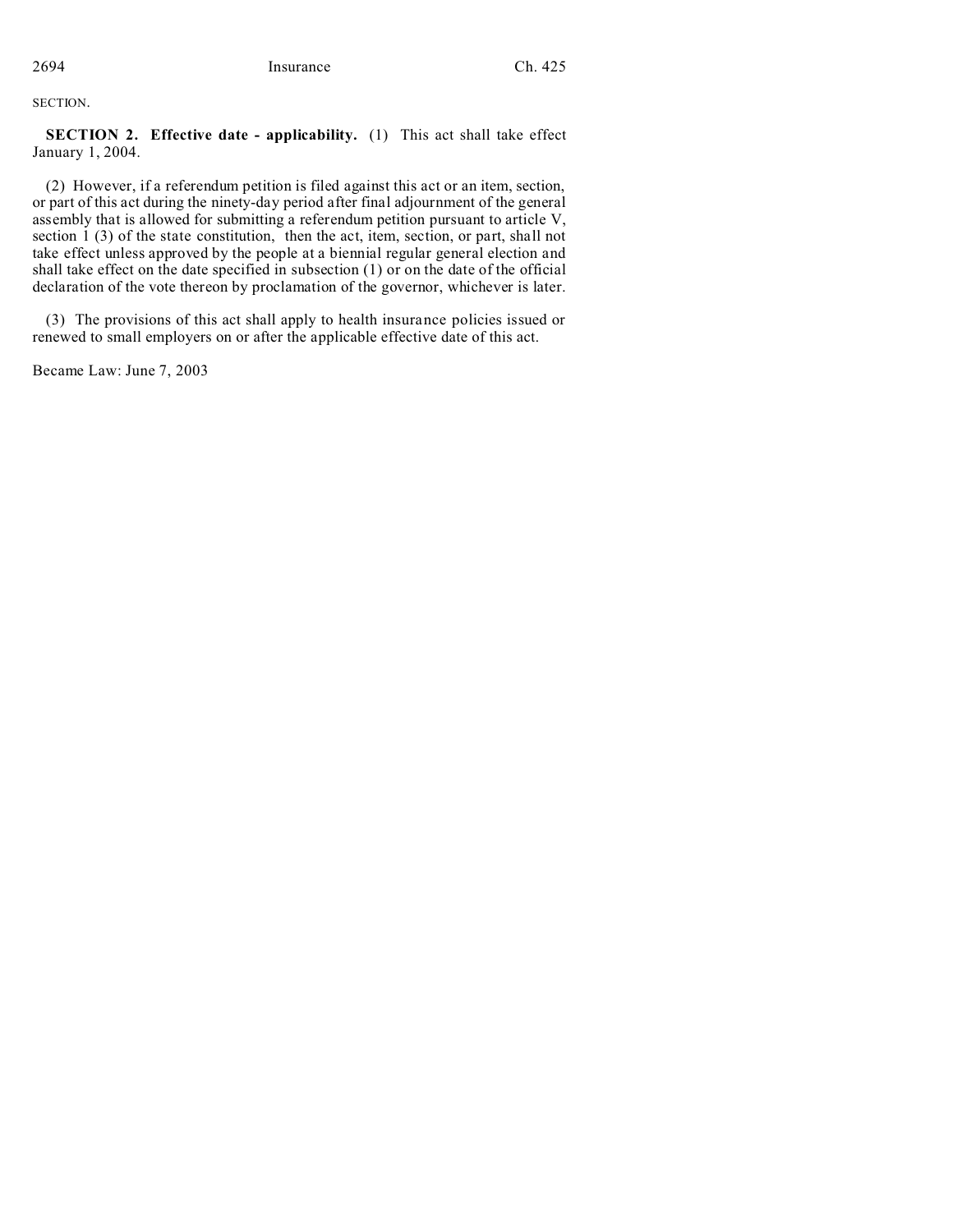SECTION.

**SECTION 2. Effective date - applicability.** (1) This act shall take effect January 1, 2004.

(2) However, if a referendum petition is filed against this act or an item, section, or part of this act during the ninety-day period after final adjournment of the general assembly that is allowed for submitting a referendum petition pursuant to article V, section 1 (3) of the state constitution, then the act, item, section, or part, shall not take effect unless approved by the people at a biennial regular general election and shall take effect on the date specified in subsection (1) or on the date of the official declaration of the vote thereon by proclamation of the governor, whichever is later.

(3) The provisions of this act shall apply to health insurance policies issued or renewed to small employers on or after the applicable effective date of this act.

Became Law: June 7, 2003